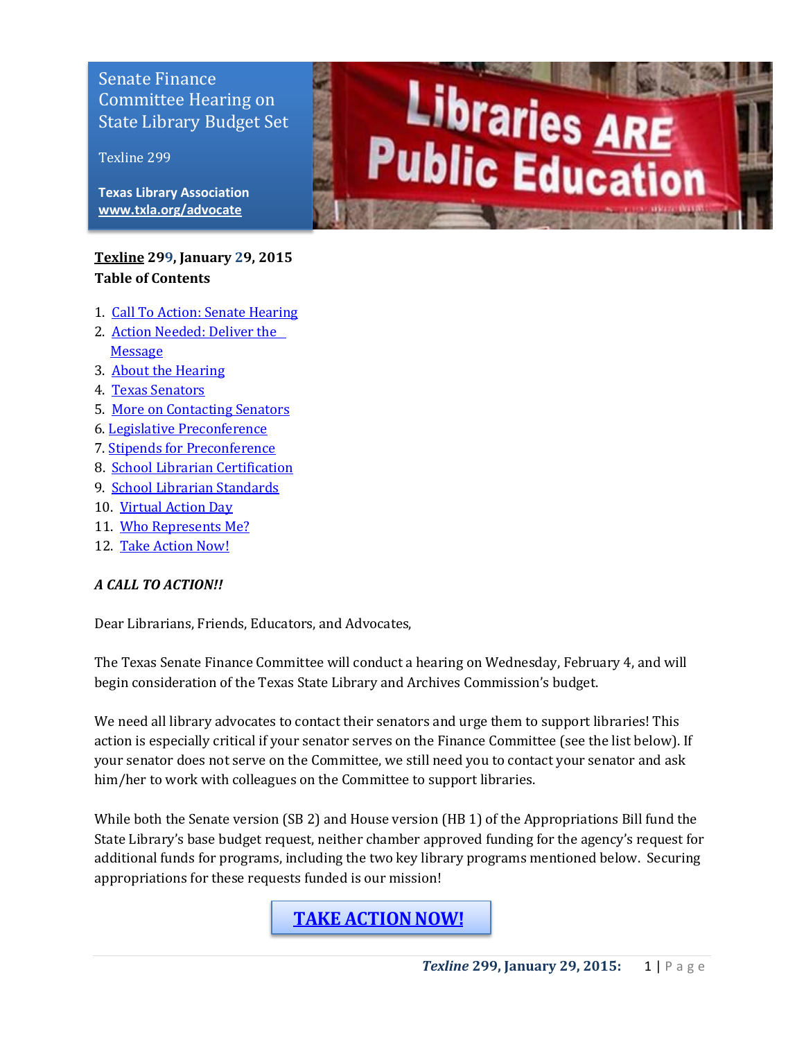Senate Finance Committee Hearing on State Library Budget Set

Texline 299

**Texas Library Association**
**www.txla.org/advocate**

**Texline 299, January 29, 2015**
**Table of Contents**

1. Call To Action: Senate Hearing
2. Action Needed: Deliver the Message
3. About the Hearing
4. Texas Senators
5. More on Contacting Senators
6. Legislative Preconference
7. Stipends for Preconference
8. School Librarian Certification
9. School Librarian Standards
10. Virtual Action Day
11. Who Represents Me?
12. Take Action Now!

***A CALL TO ACTION!!***

Dear Librarians, Friends, Educators, and Advocates,

The Texas Senate Finance Committee will conduct a hearing on Wednesday, February 4, and will begin consideration of the Texas State Library and Archives Commission's budget.

We need all library advocates to contact their senators and urge them to support libraries! This action is especially critical if your senator serves on the Finance Committee (see the list below). If your senator does not serve on the Committee, we still need you to contact your senator and ask him/her to work with colleagues on the Committee to support libraries.

While both the Senate version (SB 2) and House version (HB 1) of the Appropriations Bill fund the State Library's base budget request, neither chamber approved funding for the agency's request for additional funds for programs, including the two key library programs mentioned below. Securing appropriations for these requests funded is our mission!

**TAKE ACTION NOW!**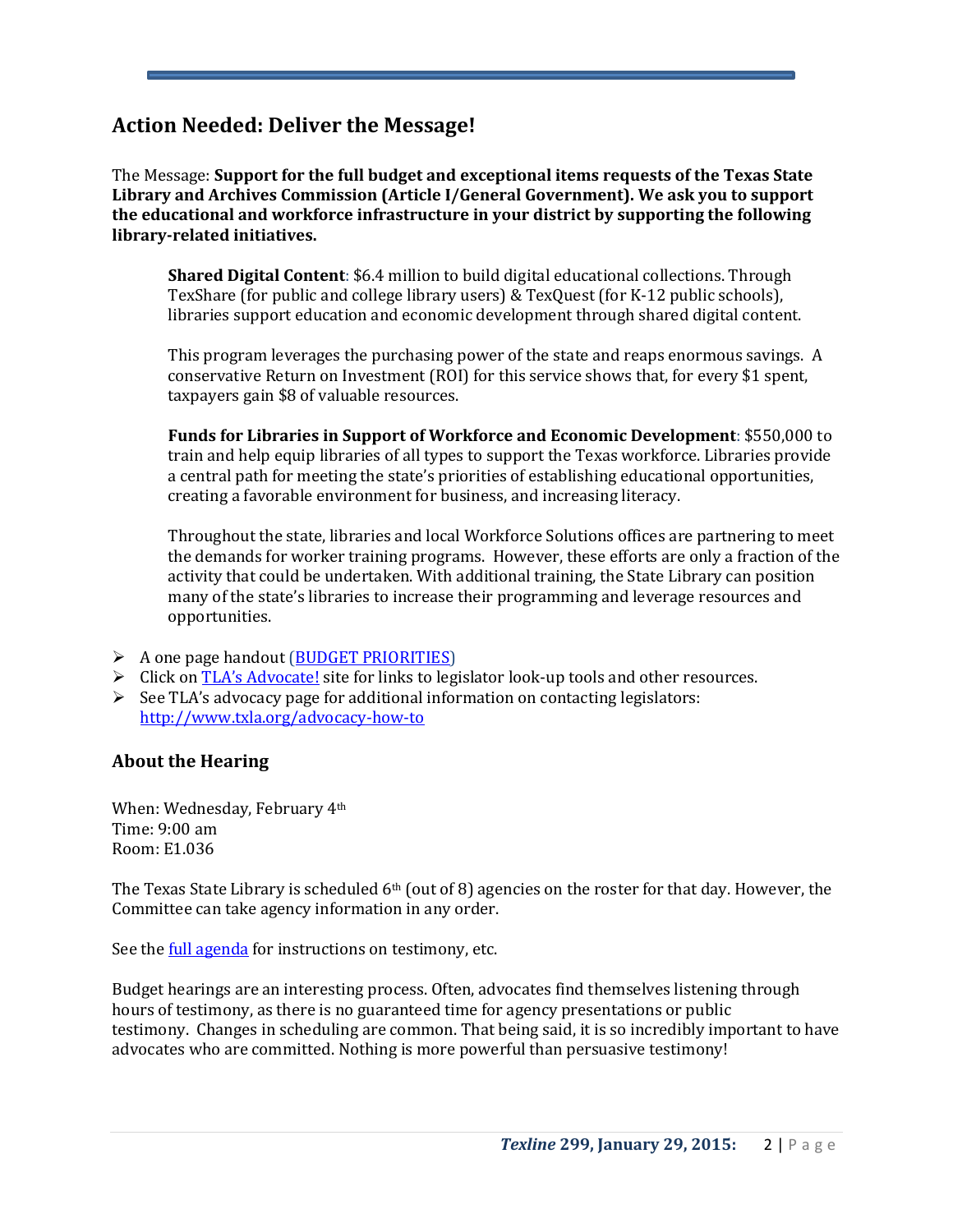## Action Needed: Deliver the Message!

The Message: **Support for the full budget and exceptional items requests of the Texas State Library and Archives Commission (Article I/General Government). We ask you to support the educational and workforce infrastructure in your district by supporting the following library-related initiatives.**

> **Shared Digital Content**: $6.4 million to build digital educational collections. Through TexShare (for public and college library users) & TexQuest (for K-12 public schools), libraries support education and economic development through shared digital content.
>
> This program leverages the purchasing power of the state and reaps enormous savings. A conservative Return on Investment (ROI) for this service shows that, for every $1 spent, taxpayers gain $8 of valuable resources.
>
> **Funds for Libraries in Support of Workforce and Economic Development**: $550,000 to train and help equip libraries of all types to support the Texas workforce. Libraries provide a central path for meeting the state's priorities of establishing educational opportunities, creating a favorable environment for business, and increasing literacy.
>
> Throughout the state, libraries and local Workforce Solutions offices are partnering to meet the demands for worker training programs. However, these efforts are only a fraction of the activity that could be undertaken. With additional training, the State Library can position many of the state's libraries to increase their programming and leverage resources and opportunities.

- A one page handout (BUDGET PRIORITIES)
- Click on TLA's Advocate! site for links to legislator look-up tools and other resources.
- See TLA's advocacy page for additional information on contacting legislators: http://www.txla.org/advocacy-how-to

### About the Hearing

When: Wednesday, February 4th
Time: 9:00 am
Room: E1.036

The Texas State Library is scheduled 6th (out of 8) agencies on the roster for that day. However, the Committee can take agency information in any order.

See the full agenda for instructions on testimony, etc.

Budget hearings are an interesting process. Often, advocates find themselves listening through hours of testimony, as there is no guaranteed time for agency presentations or public testimony. Changes in scheduling are common. That being said, it is so incredibly important to have advocates who are committed. Nothing is more powerful than persuasive testimony!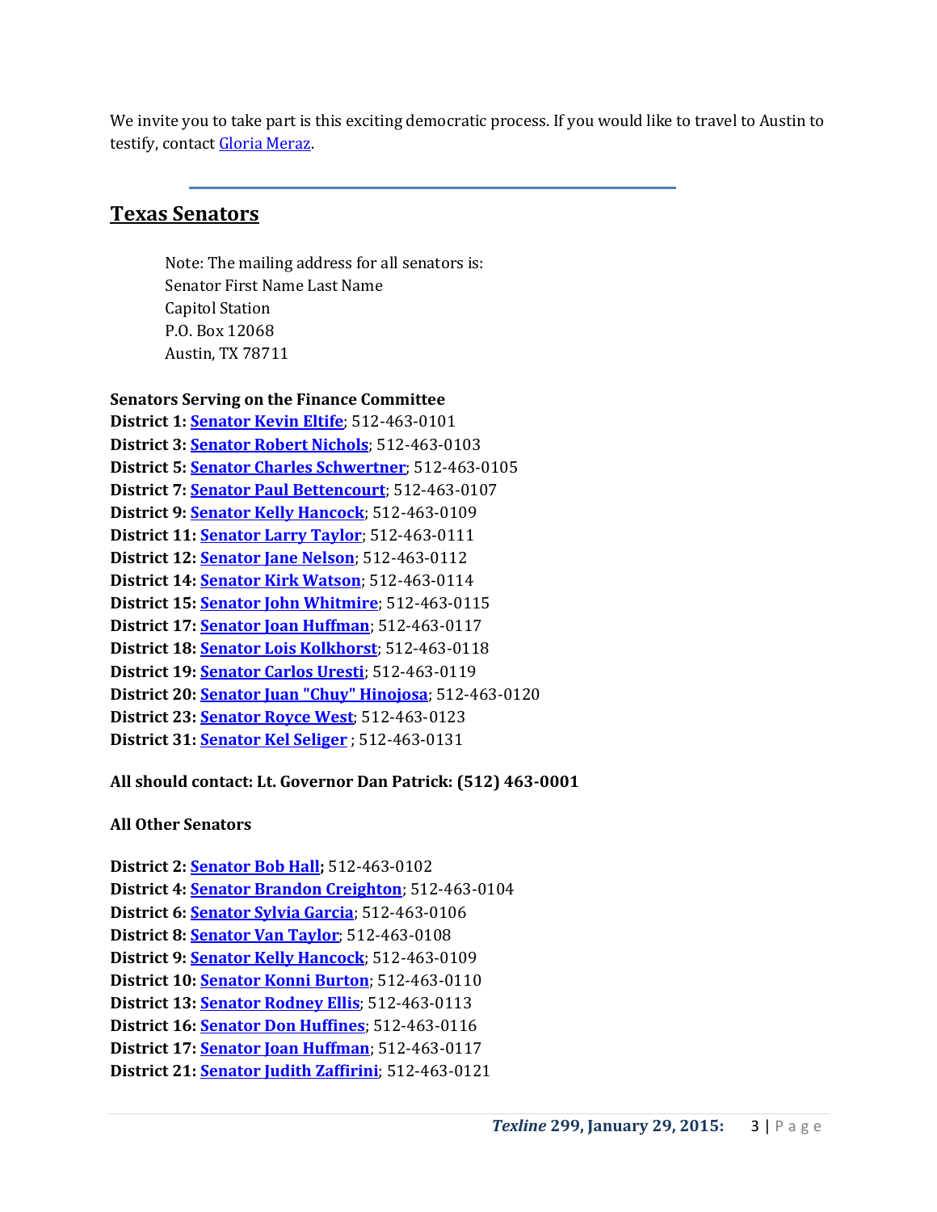We invite you to take part is this exciting democratic process. If you would like to travel to Austin to testify, contact Gloria Meraz.

---

## Texas Senators

> Note: The mailing address for all senators is:
> Senator First Name Last Name
> Capitol Station
> P.O. Box 12068
> Austin, TX 78711

**Senators Serving on the Finance Committee**

**District 1:** **Senator Kevin Eltife**; 512-463-0101
**District 3:** **Senator Robert Nichols**; 512-463-0103
**District 5:** **Senator Charles Schwertner**; 512-463-0105
**District 7:** **Senator Paul Bettencourt**; 512-463-0107
**District 9:** **Senator Kelly Hancock**; 512-463-0109
**District 11:** **Senator Larry Taylor**; 512-463-0111
**District 12:** **Senator Jane Nelson**; 512-463-0112
**District 14:** **Senator Kirk Watson**; 512-463-0114
**District 15:** **Senator John Whitmire**; 512-463-0115
**District 17:** **Senator Joan Huffman**; 512-463-0117
**District 18:** **Senator Lois Kolkhorst**; 512-463-0118
**District 19:** **Senator Carlos Uresti**; 512-463-0119
**District 20:** **Senator Juan "Chuy" Hinojosa**; 512-463-0120
**District 23:** **Senator Royce West**; 512-463-0123
**District 31:** **Senator Kel Seliger** ; 512-463-0131

**All should contact: Lt. Governor Dan Patrick: (512) 463-0001**

**All Other Senators**

**District 2:** **Senator Bob Hall;** 512-463-0102
**District 4:** **Senator Brandon Creighton**; 512-463-0104
**District 6:** **Senator Sylvia Garcia**; 512-463-0106
**District 8:** **Senator Van Taylor**; 512-463-0108
**District 9:** **Senator Kelly Hancock**; 512-463-0109
**District 10:** **Senator Konni Burton**; 512-463-0110
**District 13:** **Senator Rodney Ellis**; 512-463-0113
**District 16:** **Senator Don Huffines**; 512-463-0116
**District 17:** **Senator Joan Huffman**; 512-463-0117
**District 21:** **Senator Judith Zaffirini**; 512-463-0121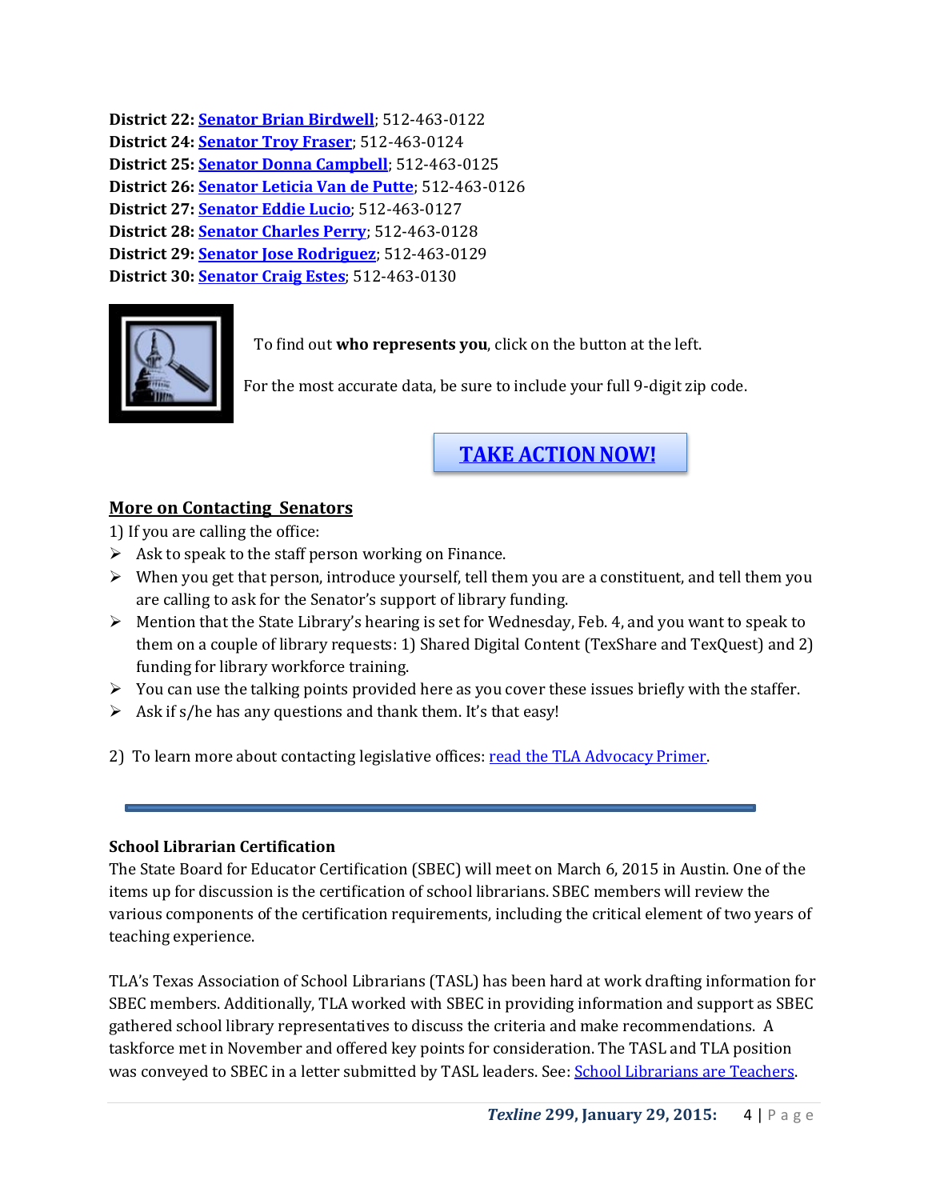**District 22:** Senator Brian Birdwell; 512-463-0122
**District 24:** Senator Troy Fraser; 512-463-0124
**District 25:** Senator Donna Campbell; 512-463-0125
**District 26:** Senator Leticia Van de Putte; 512-463-0126
**District 27:** Senator Eddie Lucio; 512-463-0127
**District 28:** Senator Charles Perry; 512-463-0128
**District 29:** Senator Jose Rodriguez; 512-463-0129
**District 30:** Senator Craig Estes; 512-463-0130

To find out **who represents you**, click on the button at the left.

For the most accurate data, be sure to include your full 9-digit zip code.

**TAKE ACTION NOW!**

## More on Contacting Senators

1) If you are calling the office:

- Ask to speak to the staff person working on Finance.
- When you get that person, introduce yourself, tell them you are a constituent, and tell them you are calling to ask for the Senator's support of library funding.
- Mention that the State Library's hearing is set for Wednesday, Feb. 4, and you want to speak to them on a couple of library requests: 1) Shared Digital Content (TexShare and TexQuest) and 2) funding for library workforce training.
- You can use the talking points provided here as you cover these issues briefly with the staffer.
- Ask if s/he has any questions and thank them. It's that easy!

2) To learn more about contacting legislative offices: read the TLA Advocacy Primer.

---

### School Librarian Certification

The State Board for Educator Certification (SBEC) will meet on March 6, 2015 in Austin. One of the items up for discussion is the certification of school librarians. SBEC members will review the various components of the certification requirements, including the critical element of two years of teaching experience.

TLA's Texas Association of School Librarians (TASL) has been hard at work drafting information for SBEC members. Additionally, TLA worked with SBEC in providing information and support as SBEC gathered school library representatives to discuss the criteria and make recommendations. A taskforce met in November and offered key points for consideration. The TASL and TLA position was conveyed to SBEC in a letter submitted by TASL leaders. See: School Librarians are Teachers.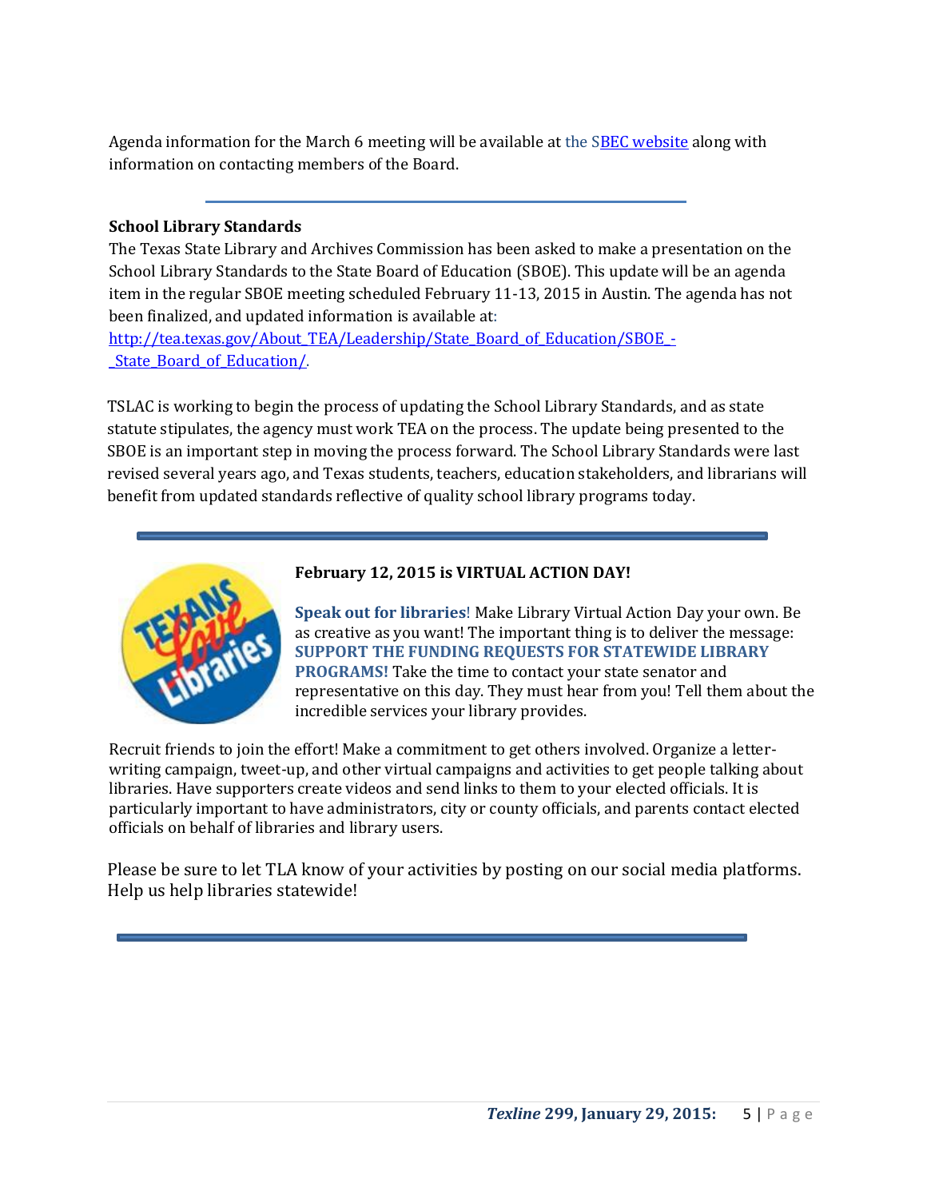Agenda information for the March 6 meeting will be available at the SBEC website along with information on contacting members of the Board.

---

**School Library Standards**

The Texas State Library and Archives Commission has been asked to make a presentation on the School Library Standards to the State Board of Education (SBOE). This update will be an agenda item in the regular SBOE meeting scheduled February 11-13, 2015 in Austin. The agenda has not been finalized, and updated information is available at: http://tea.texas.gov/About_TEA/Leadership/State_Board_of_Education/SBOE_-_State_Board_of_Education/.

TSLAC is working to begin the process of updating the School Library Standards, and as state statute stipulates, the agency must work TEA on the process. The update being presented to the SBOE is an important step in moving the process forward. The School Library Standards were last revised several years ago, and Texas students, teachers, education stakeholders, and librarians will benefit from updated standards reflective of quality school library programs today.

---

**February 12, 2015 is VIRTUAL ACTION DAY!**

**Speak out for libraries**! Make Library Virtual Action Day your own. Be as creative as you want! The important thing is to deliver the message: **SUPPORT THE FUNDING REQUESTS FOR STATEWIDE LIBRARY PROGRAMS!** Take the time to contact your state senator and representative on this day. They must hear from you! Tell them about the incredible services your library provides.

Recruit friends to join the effort! Make a commitment to get others involved. Organize a letter-writing campaign, tweet-up, and other virtual campaigns and activities to get people talking about libraries. Have supporters create videos and send links to them to your elected officials. It is particularly important to have administrators, city or county officials, and parents contact elected officials on behalf of libraries and library users.

Please be sure to let TLA know of your activities by posting on our social media platforms. Help us help libraries statewide!

---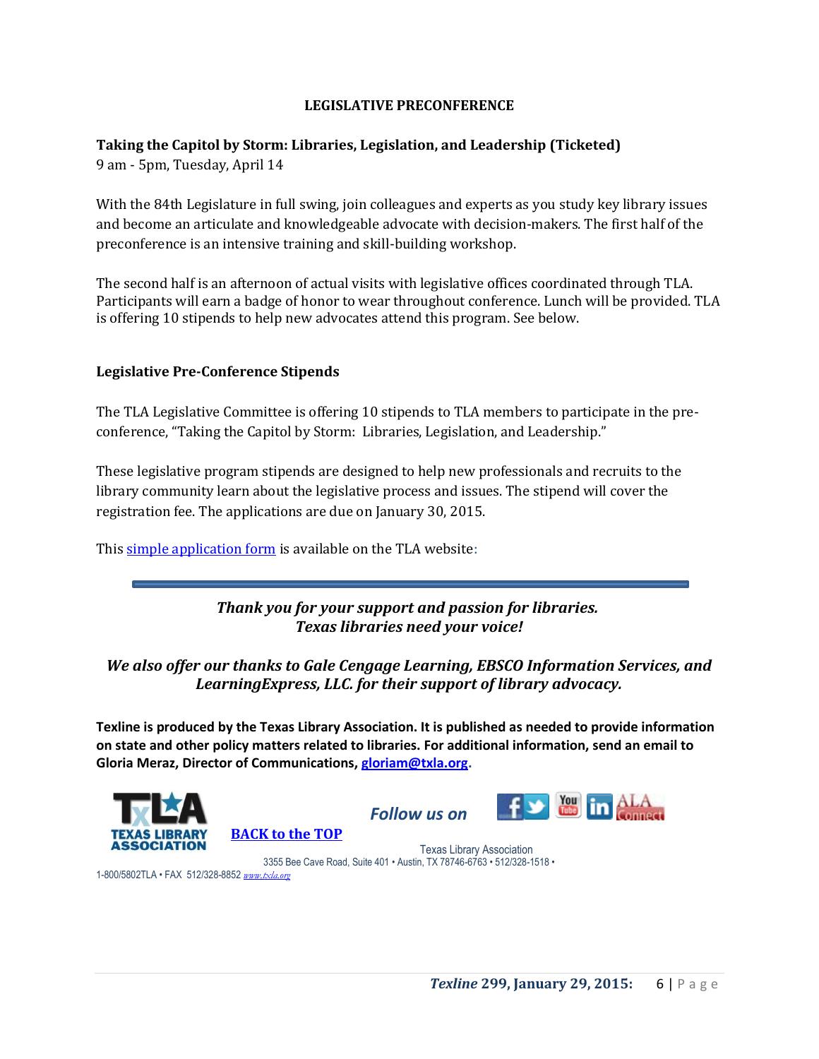## LEGISLATIVE PRECONFERENCE

**Taking the Capitol by Storm: Libraries, Legislation, and Leadership (Ticketed)**
9 am - 5pm, Tuesday, April 14

With the 84th Legislature in full swing, join colleagues and experts as you study key library issues and become an articulate and knowledgeable advocate with decision-makers. The first half of the preconference is an intensive training and skill-building workshop.

The second half is an afternoon of actual visits with legislative offices coordinated through TLA. Participants will earn a badge of honor to wear throughout conference. Lunch will be provided. TLA is offering 10 stipends to help new advocates attend this program. See below.

**Legislative Pre-Conference Stipends**

The TLA Legislative Committee is offering 10 stipends to TLA members to participate in the pre-conference, "Taking the Capitol by Storm: Libraries, Legislation, and Leadership."

These legislative program stipends are designed to help new professionals and recruits to the library community learn about the legislative process and issues. The stipend will cover the registration fee. The applications are due on January 30, 2015.

This simple application form is available on the TLA website:

---

***Thank you for your support and passion for libraries.***
***Texas libraries need your voice!***

***We also offer our thanks to Gale Cengage Learning, EBSCO Information Services, and LearningExpress, LLC. for their support of library advocacy.***

**Texline is produced by the Texas Library Association. It is published as needed to provide information on state and other policy matters related to libraries. For additional information, send an email to Gloria Meraz, Director of Communications, gloriam@txla.org.**

TEXAS LIBRARY ASSOCIATION

**BACK to the TOP**

*Follow us on*

Texas Library Association
3355 Bee Cave Road, Suite 401 • Austin, TX 78746-6763 • 512/328-1518 •
1-800/5802TLA • FAX 512/328-8852 www.txla.org